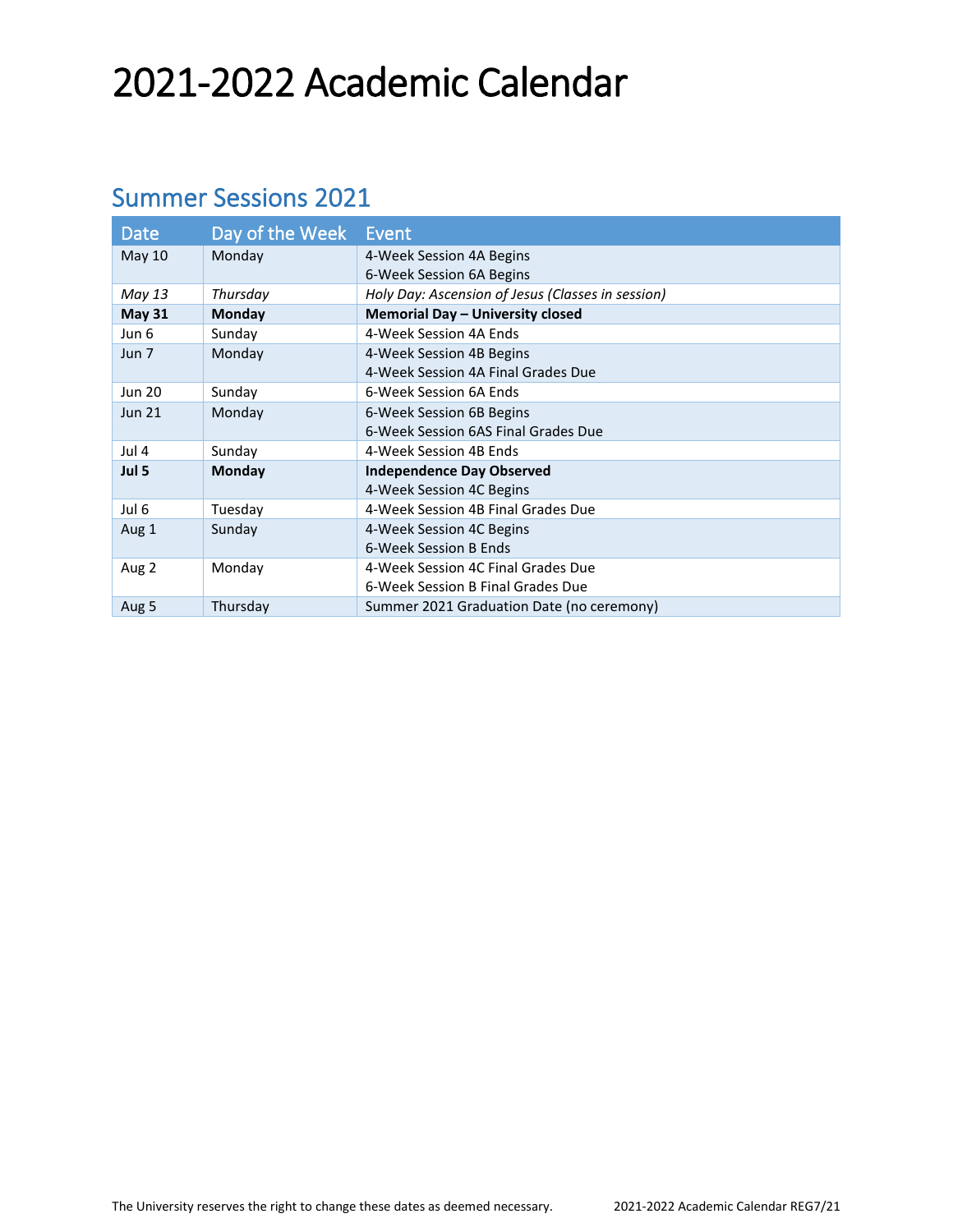# 2021-2022 Academic Calendar

## Summer Sessions 2021

| Date | Day of the Week | Event |
| --- | --- | --- |
| May 10 | Monday | 4-Week Session 4A Begins<br>6-Week Session 6A Begins |
| *May 13* | *Thursday* | *Holy Day: Ascension of Jesus (Classes in session)* |
| **May 31** | **Monday** | **Memorial Day – University closed** |
| Jun 6 | Sunday | 4-Week Session 4A Ends |
| Jun 7 | Monday | 4-Week Session 4B Begins<br>4-Week Session 4A Final Grades Due |
| Jun 20 | Sunday | 6-Week Session 6A Ends |
| Jun 21 | Monday | 6-Week Session 6B Begins<br>6-Week Session 6AS Final Grades Due |
| Jul 4 | Sunday | 4-Week Session 4B Ends |
| **Jul 5** | **Monday** | **Independence Day Observed**<br>4-Week Session 4C Begins |
| Jul 6 | Tuesday | 4-Week Session 4B Final Grades Due |
| Aug 1 | Sunday | 4-Week Session 4C Begins<br>6-Week Session B Ends |
| Aug 2 | Monday | 4-Week Session 4C Final Grades Due<br>6-Week Session B Final Grades Due |
| Aug 5 | Thursday | Summer 2021 Graduation Date (no ceremony) |

The University reserves the right to change these dates as deemed necessary.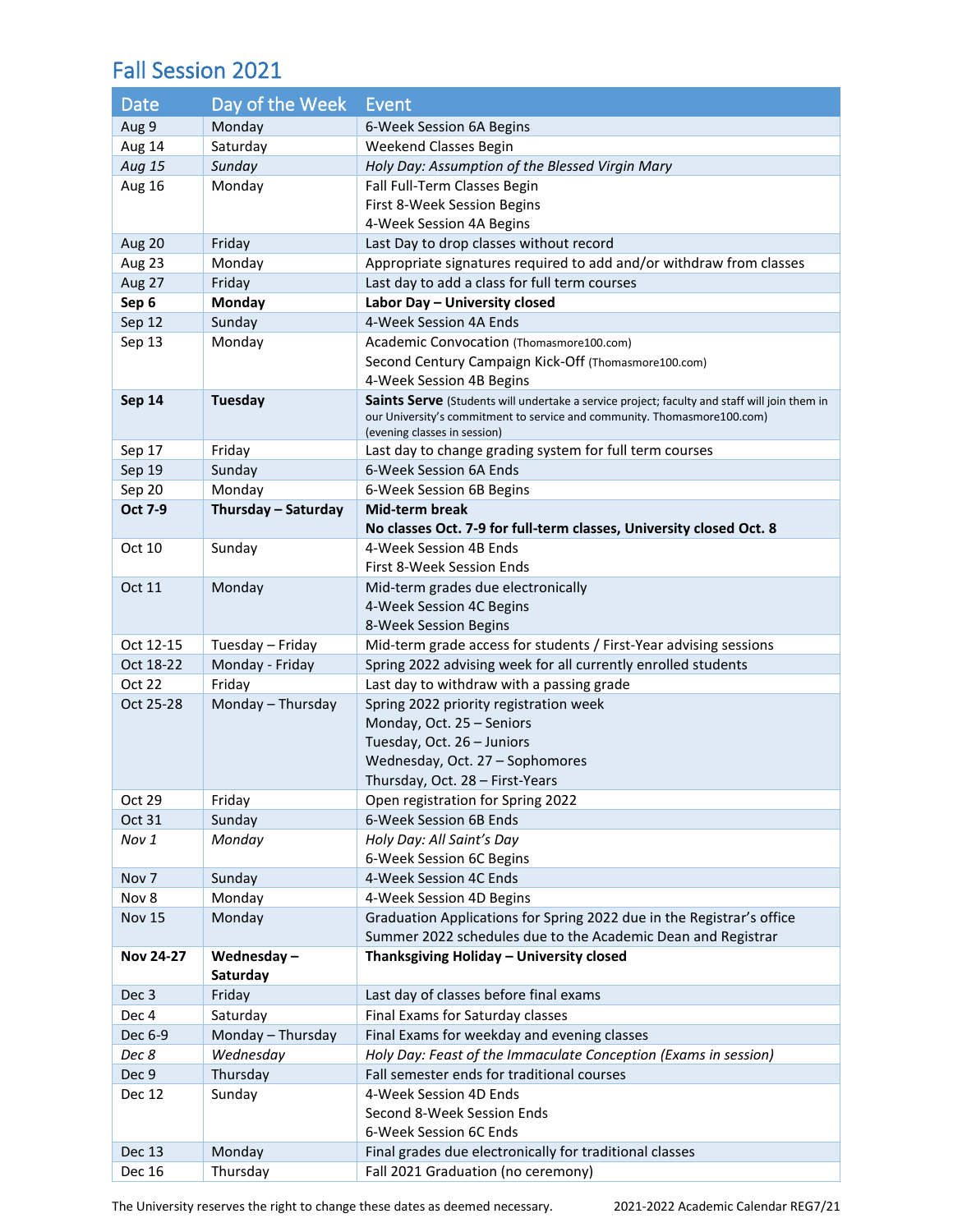## Fall Session 2021

| Date | Day of the Week | Event |
|---|---|---|
| Aug 9 | Monday | 6-Week Session 6A Begins |
| Aug 14 | Saturday | Weekend Classes Begin |
| *Aug 15* | *Sunday* | *Holy Day: Assumption of the Blessed Virgin Mary* |
| Aug 16 | Monday | Fall Full-Term Classes Begin<br>First 8-Week Session Begins<br>4-Week Session 4A Begins |
| Aug 20 | Friday | Last Day to drop classes without record |
| Aug 23 | Monday | Appropriate signatures required to add and/or withdraw from classes |
| Aug 27 | Friday | Last day to add a class for full term courses |
| **Sep 6** | **Monday** | **Labor Day – University closed** |
| Sep 12 | Sunday | 4-Week Session 4A Ends |
| Sep 13 | Monday | Academic Convocation (Thomasmore100.com)<br>Second Century Campaign Kick-Off (Thomasmore100.com)<br>4-Week Session 4B Begins |
| **Sep 14** | **Tuesday** | **Saints Serve** (Students will undertake a service project; faculty and staff will join them in our University's commitment to service and community. Thomasmore100.com) (evening classes in session) |
| Sep 17 | Friday | Last day to change grading system for full term courses |
| Sep 19 | Sunday | 6-Week Session 6A Ends |
| Sep 20 | Monday | 6-Week Session 6B Begins |
| **Oct 7-9** | **Thursday – Saturday** | **Mid-term break**<br>**No classes Oct. 7-9 for full-term classes, University closed Oct. 8** |
| Oct 10 | Sunday | 4-Week Session 4B Ends<br>First 8-Week Session Ends |
| Oct 11 | Monday | Mid-term grades due electronically<br>4-Week Session 4C Begins<br>8-Week Session Begins |
| Oct 12-15 | Tuesday – Friday | Mid-term grade access for students / First-Year advising sessions |
| Oct 18-22 | Monday - Friday | Spring 2022 advising week for all currently enrolled students |
| Oct 22 | Friday | Last day to withdraw with a passing grade |
| Oct 25-28 | Monday – Thursday | Spring 2022 priority registration week<br>Monday, Oct. 25 – Seniors<br>Tuesday, Oct. 26 – Juniors<br>Wednesday, Oct. 27 – Sophomores<br>Thursday, Oct. 28 – First-Years |
| Oct 29 | Friday | Open registration for Spring 2022 |
| Oct 31 | Sunday | 6-Week Session 6B Ends |
| *Nov 1* | *Monday* | *Holy Day: All Saint's Day*<br>6-Week Session 6C Begins |
| Nov 7 | Sunday | 4-Week Session 4C Ends |
| Nov 8 | Monday | 4-Week Session 4D Begins |
| Nov 15 | Monday | Graduation Applications for Spring 2022 due in the Registrar's office<br>Summer 2022 schedules due to the Academic Dean and Registrar |
| **Nov 24-27** | **Wednesday – Saturday** | **Thanksgiving Holiday – University closed** |
| Dec 3 | Friday | Last day of classes before final exams |
| Dec 4 | Saturday | Final Exams for Saturday classes |
| Dec 6-9 | Monday – Thursday | Final Exams for weekday and evening classes |
| *Dec 8* | *Wednesday* | *Holy Day: Feast of the Immaculate Conception (Exams in session)* |
| Dec 9 | Thursday | Fall semester ends for traditional courses |
| Dec 12 | Sunday | 4-Week Session 4D Ends<br>Second 8-Week Session Ends<br>6-Week Session 6C Ends |
| Dec 13 | Monday | Final grades due electronically for traditional classes |
| Dec 16 | Thursday | Fall 2021 Graduation (no ceremony) |

The University reserves the right to change these dates as deemed necessary. 2021-2022 Academic Calendar REG7/21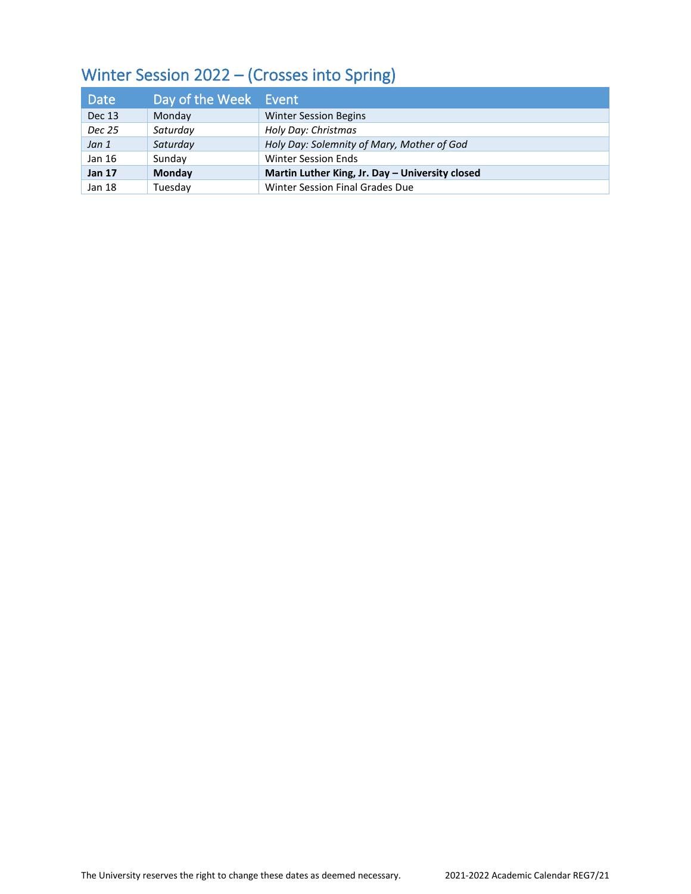## Winter Session 2022 – (Crosses into Spring)

| Date | Day of the Week | Event |
|---|---|---|
| Dec 13 | Monday | Winter Session Begins |
| *Dec 25* | *Saturday* | *Holy Day: Christmas* |
| *Jan 1* | *Saturday* | *Holy Day: Solemnity of Mary, Mother of God* |
| Jan 16 | Sunday | Winter Session Ends |
| **Jan 17** | **Monday** | **Martin Luther King, Jr. Day – University closed** |
| Jan 18 | Tuesday | Winter Session Final Grades Due |

The University reserves the right to change these dates as deemed necessary. 2021-2022 Academic Calendar REG7/21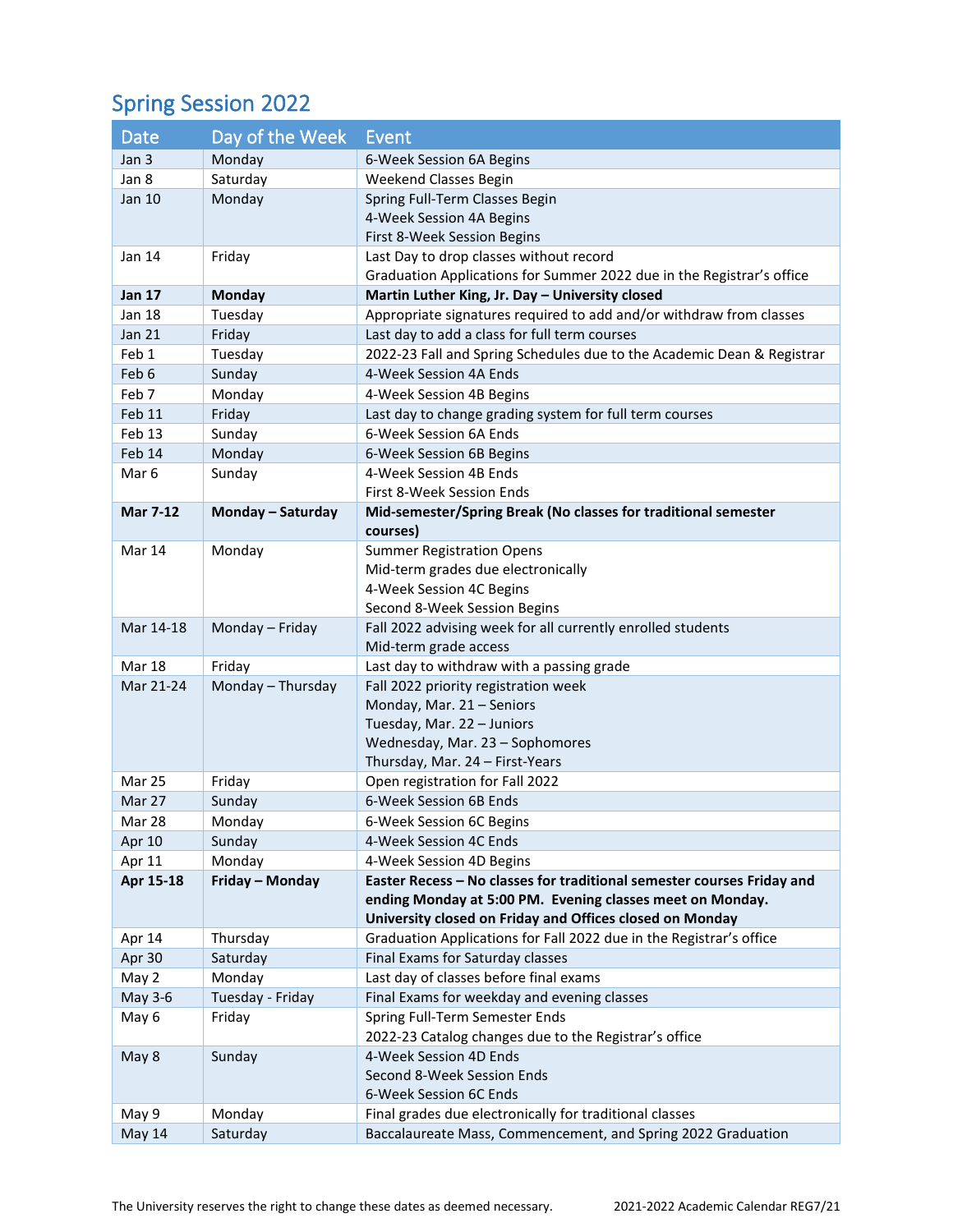## Spring Session 2022

| Date | Day of the Week | Event |
|---|---|---|
| Jan 3 | Monday | 6-Week Session 6A Begins |
| Jan 8 | Saturday | Weekend Classes Begin |
| Jan 10 | Monday | Spring Full-Term Classes Begin<br>4-Week Session 4A Begins<br>First 8-Week Session Begins |
| Jan 14 | Friday | Last Day to drop classes without record<br>Graduation Applications for Summer 2022 due in the Registrar's office |
| **Jan 17** | **Monday** | **Martin Luther King, Jr. Day – University closed** |
| Jan 18 | Tuesday | Appropriate signatures required to add and/or withdraw from classes |
| Jan 21 | Friday | Last day to add a class for full term courses |
| Feb 1 | Tuesday | 2022-23 Fall and Spring Schedules due to the Academic Dean & Registrar |
| Feb 6 | Sunday | 4-Week Session 4A Ends |
| Feb 7 | Monday | 4-Week Session 4B Begins |
| Feb 11 | Friday | Last day to change grading system for full term courses |
| Feb 13 | Sunday | 6-Week Session 6A Ends |
| Feb 14 | Monday | 6-Week Session 6B Begins |
| Mar 6 | Sunday | 4-Week Session 4B Ends<br>First 8-Week Session Ends |
| **Mar 7-12** | **Monday – Saturday** | **Mid-semester/Spring Break (No classes for traditional semester courses)** |
| Mar 14 | Monday | Summer Registration Opens<br>Mid-term grades due electronically<br>4-Week Session 4C Begins<br>Second 8-Week Session Begins |
| Mar 14-18 | Monday – Friday | Fall 2022 advising week for all currently enrolled students<br>Mid-term grade access |
| Mar 18 | Friday | Last day to withdraw with a passing grade |
| Mar 21-24 | Monday – Thursday | Fall 2022 priority registration week<br>Monday, Mar. 21 – Seniors<br>Tuesday, Mar. 22 – Juniors<br>Wednesday, Mar. 23 – Sophomores<br>Thursday, Mar. 24 – First-Years |
| Mar 25 | Friday | Open registration for Fall 2022 |
| Mar 27 | Sunday | 6-Week Session 6B Ends |
| Mar 28 | Monday | 6-Week Session 6C Begins |
| Apr 10 | Sunday | 4-Week Session 4C Ends |
| Apr 11 | Monday | 4-Week Session 4D Begins |
| **Apr 15-18** | **Friday – Monday** | **Easter Recess – No classes for traditional semester courses Friday and ending Monday at 5:00 PM. Evening classes meet on Monday. University closed on Friday and Offices closed on Monday** |
| Apr 14 | Thursday | Graduation Applications for Fall 2022 due in the Registrar's office |
| Apr 30 | Saturday | Final Exams for Saturday classes |
| May 2 | Monday | Last day of classes before final exams |
| May 3-6 | Tuesday - Friday | Final Exams for weekday and evening classes |
| May 6 | Friday | Spring Full-Term Semester Ends<br>2022-23 Catalog changes due to the Registrar's office |
| May 8 | Sunday | 4-Week Session 4D Ends<br>Second 8-Week Session Ends<br>6-Week Session 6C Ends |
| May 9 | Monday | Final grades due electronically for traditional classes |
| May 14 | Saturday | Baccalaureate Mass, Commencement, and Spring 2022 Graduation |

The University reserves the right to change these dates as deemed necessary.